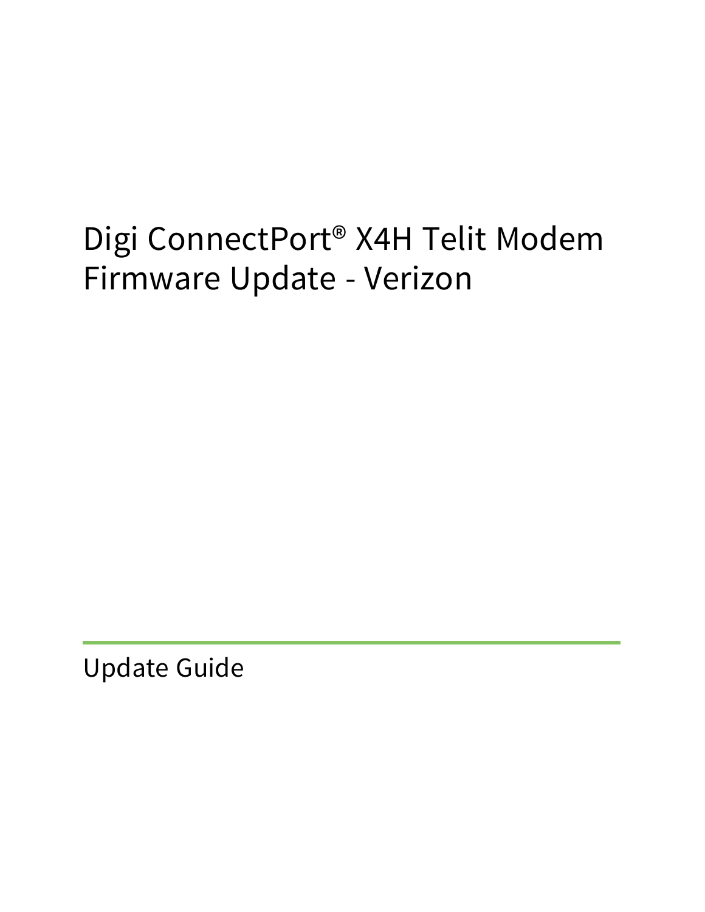# Digi ConnectPort® X4H Telit Modem Firmware Update - Verizon

## Update Guide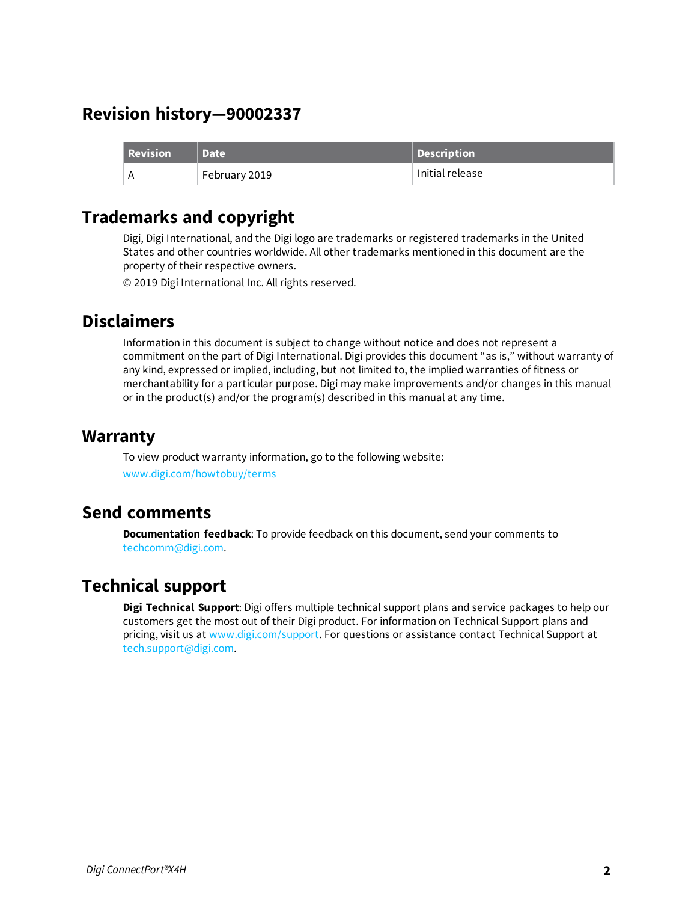## Revision history—90002337

| Revision | Date | Description |
|---|---|---|
| A | February 2019 | Initial release |

## Trademarks and copyright

Digi, Digi International, and the Digi logo are trademarks or registered trademarks in the United States and other countries worldwide. All other trademarks mentioned in this document are the property of their respective owners.

© 2019 Digi International Inc. All rights reserved.

## Disclaimers

Information in this document is subject to change without notice and does not represent a commitment on the part of Digi International. Digi provides this document “as is,” without warranty of any kind, expressed or implied, including, but not limited to, the implied warranties of fitness or merchantability for a particular purpose. Digi may make improvements and/or changes in this manual or in the product(s) and/or the program(s) described in this manual at any time.

## Warranty

To view product warranty information, go to the following website:

www.digi.com/howtobuy/terms

## Send comments

**Documentation feedback**: To provide feedback on this document, send your comments to techcomm@digi.com.

## Technical support

**Digi Technical Support**: Digi offers multiple technical support plans and service packages to help our customers get the most out of their Digi product. For information on Technical Support plans and pricing, visit us at www.digi.com/support. For questions or assistance contact Technical Support at tech.support@digi.com.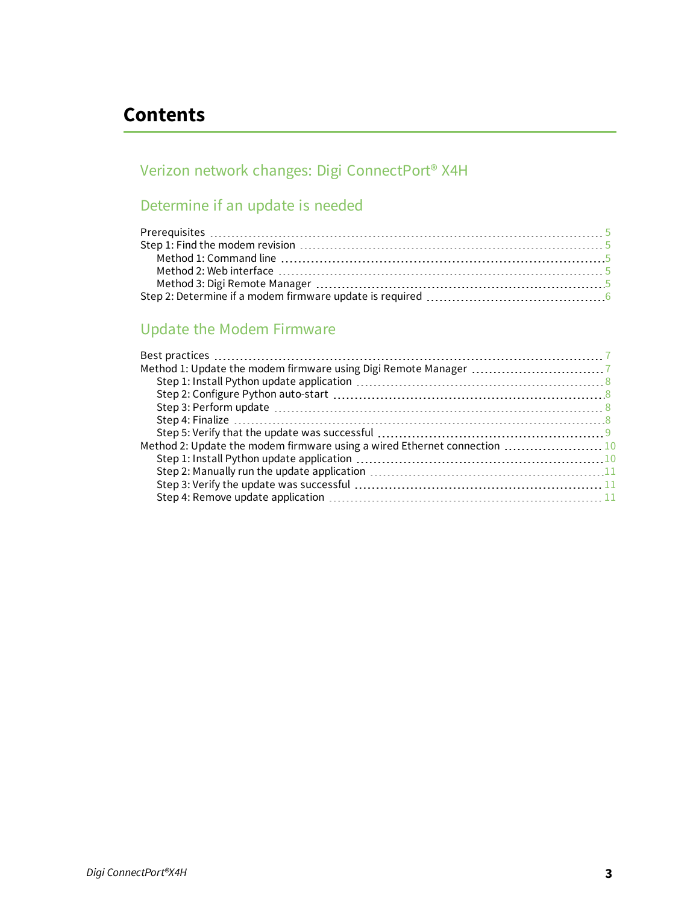# Contents

## Verizon network changes: Digi ConnectPort® X4H

## Determine if an update is needed

Prerequisites ..... 5
Step 1: Find the modem revision ..... 5
- Method 1: Command line ..... 5
- Method 2: Web interface ..... 5
- Method 3: Digi Remote Manager ..... 5

Step 2: Determine if a modem firmware update is required ..... 6

## Update the Modem Firmware

Best practices ..... 7
Method 1: Update the modem firmware using Digi Remote Manager ..... 7
- Step 1: Install Python update application ..... 8
- Step 2: Configure Python auto-start ..... 8
- Step 3: Perform update ..... 8
- Step 4: Finalize ..... 8
- Step 5: Verify that the update was successful ..... 9

Method 2: Update the modem firmware using a wired Ethernet connection ..... 10
- Step 1: Install Python update application ..... 10
- Step 2: Manually run the update application ..... 11
- Step 3: Verify the update was successful ..... 11
- Step 4: Remove update application ..... 11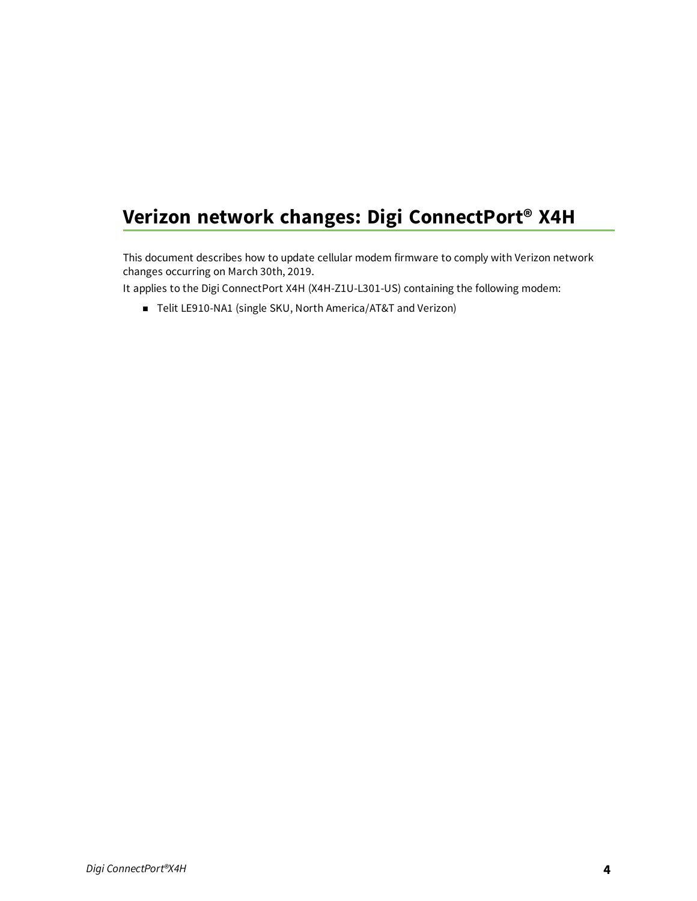# Verizon network changes: Digi ConnectPort® X4H

This document describes how to update cellular modem firmware to comply with Verizon network changes occurring on March 30th, 2019.

It applies to the Digi ConnectPort X4H (X4H-Z1U-L301-US) containing the following modem:

- Telit LE910-NA1 (single SKU, North America/AT&T and Verizon)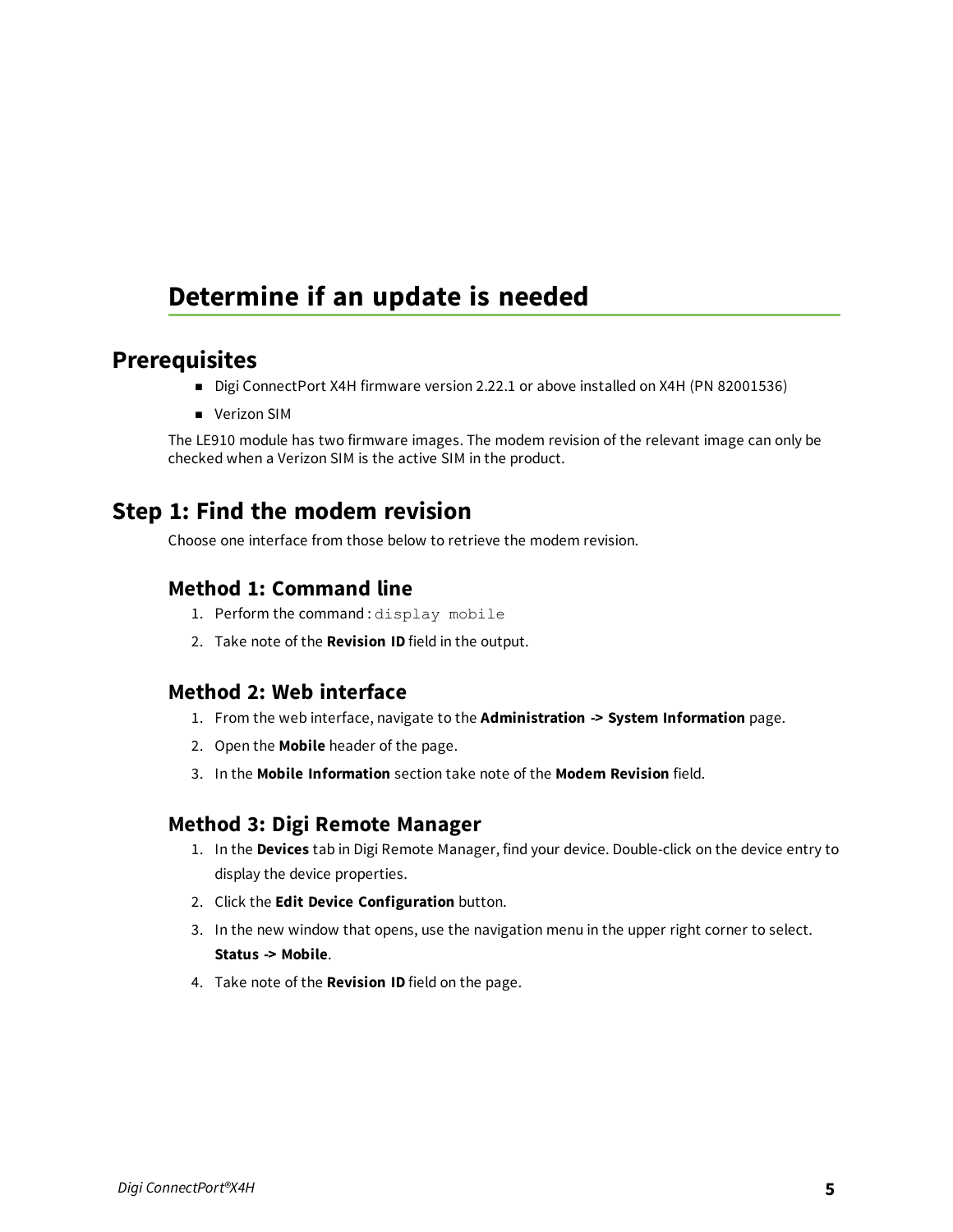# Determine if an update is needed

## Prerequisites

- Digi ConnectPort X4H firmware version 2.22.1 or above installed on X4H (PN 82001536)
- Verizon SIM

The LE910 module has two firmware images. The modem revision of the relevant image can only be checked when a Verizon SIM is the active SIM in the product.

## Step 1: Find the modem revision

Choose one interface from those below to retrieve the modem revision.

### Method 1: Command line

1. Perform the command : `display mobile`
2. Take note of the **Revision ID** field in the output.

### Method 2: Web interface

1. From the web interface, navigate to the **Administration -> System Information** page.
2. Open the **Mobile** header of the page.
3. In the **Mobile Information** section take note of the **Modem Revision** field.

### Method 3: Digi Remote Manager

1. In the **Devices** tab in Digi Remote Manager, find your device. Double-click on the device entry to display the device properties.
2. Click the **Edit Device Configuration** button.
3. In the new window that opens, use the navigation menu in the upper right corner to select. **Status -> Mobile**.
4. Take note of the **Revision ID** field on the page.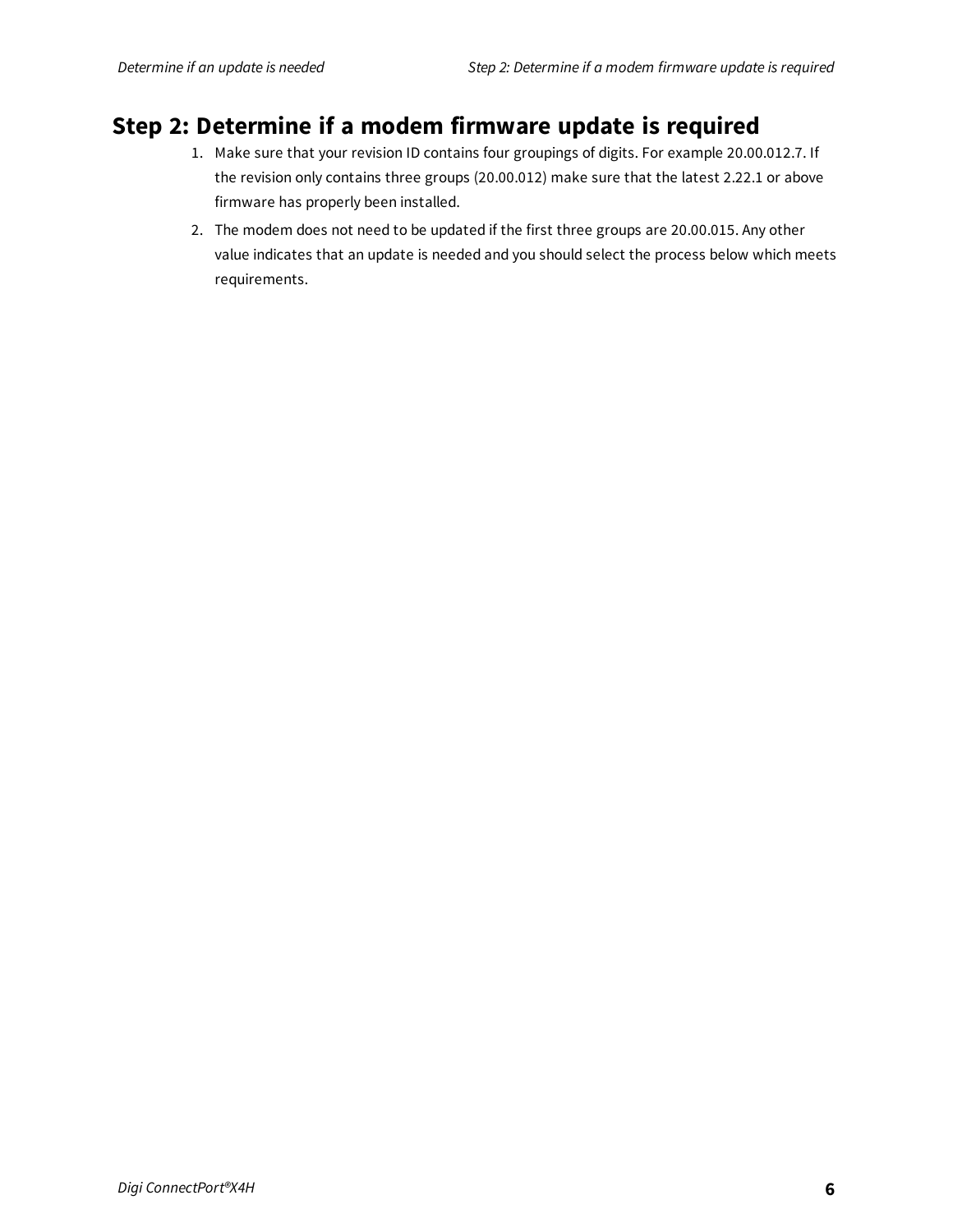## Step 2: Determine if a modem firmware update is required

1. Make sure that your revision ID contains four groupings of digits. For example 20.00.012.7. If the revision only contains three groups (20.00.012) make sure that the latest 2.22.1 or above firmware has properly been installed.
2. The modem does not need to be updated if the first three groups are 20.00.015. Any other value indicates that an update is needed and you should select the process below which meets requirements.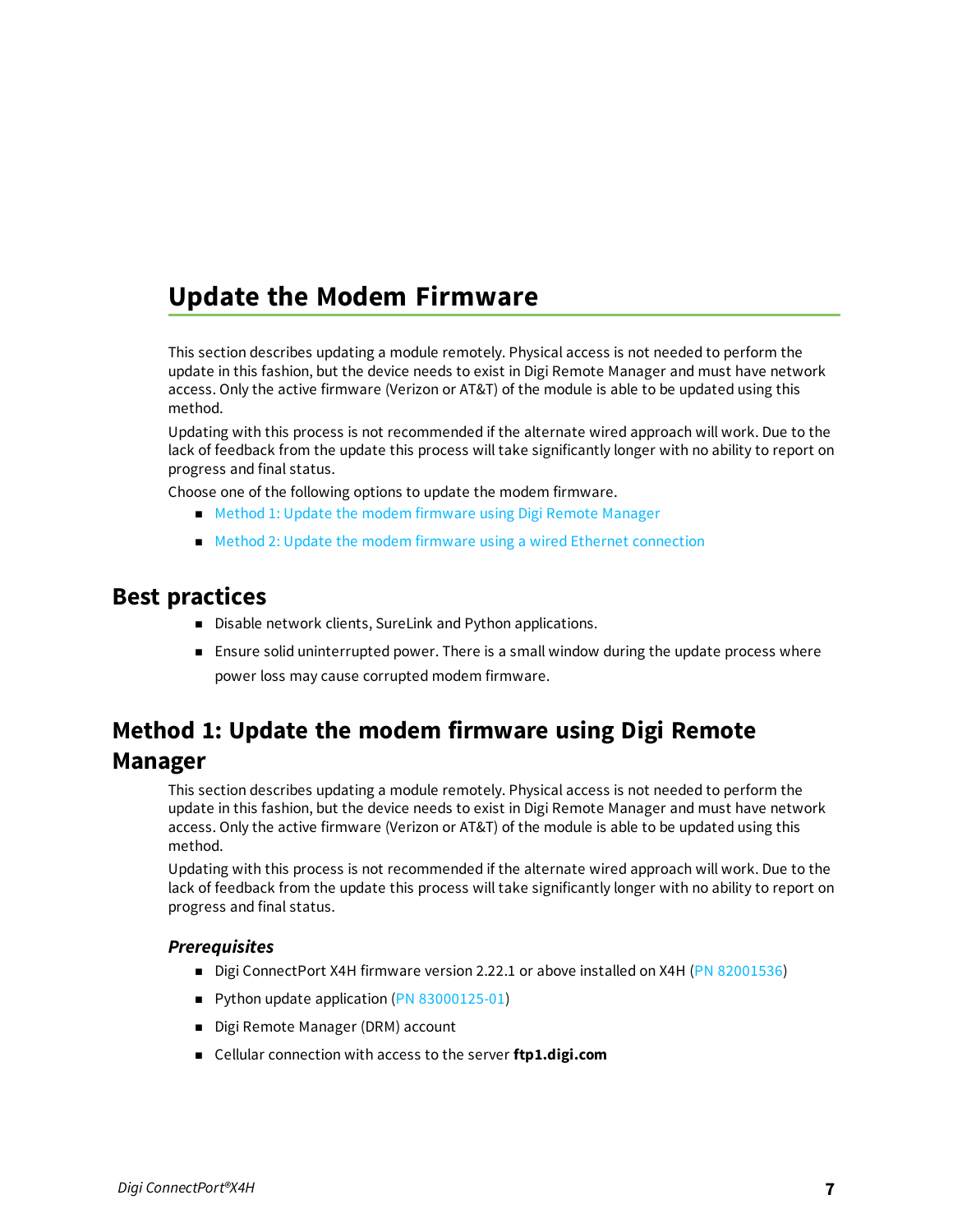# Update the Modem Firmware

This section describes updating a module remotely. Physical access is not needed to perform the update in this fashion, but the device needs to exist in Digi Remote Manager and must have network access. Only the active firmware (Verizon or AT&T) of the module is able to be updated using this method.

Updating with this process is not recommended if the alternate wired approach will work. Due to the lack of feedback from the update this process will take significantly longer with no ability to report on progress and final status.

Choose one of the following options to update the modem firmware.

- Method 1: Update the modem firmware using Digi Remote Manager
- Method 2: Update the modem firmware using a wired Ethernet connection

## Best practices

- Disable network clients, SureLink and Python applications.
- Ensure solid uninterrupted power. There is a small window during the update process where power loss may cause corrupted modem firmware.

## Method 1: Update the modem firmware using Digi Remote Manager

This section describes updating a module remotely. Physical access is not needed to perform the update in this fashion, but the device needs to exist in Digi Remote Manager and must have network access. Only the active firmware (Verizon or AT&T) of the module is able to be updated using this method.

Updating with this process is not recommended if the alternate wired approach will work. Due to the lack of feedback from the update this process will take significantly longer with no ability to report on progress and final status.

### *Prerequisites*

- Digi ConnectPort X4H firmware version 2.22.1 or above installed on X4H (PN 82001536)
- Python update application (PN 83000125-01)
- Digi Remote Manager (DRM) account
- Cellular connection with access to the server **ftp1.digi.com**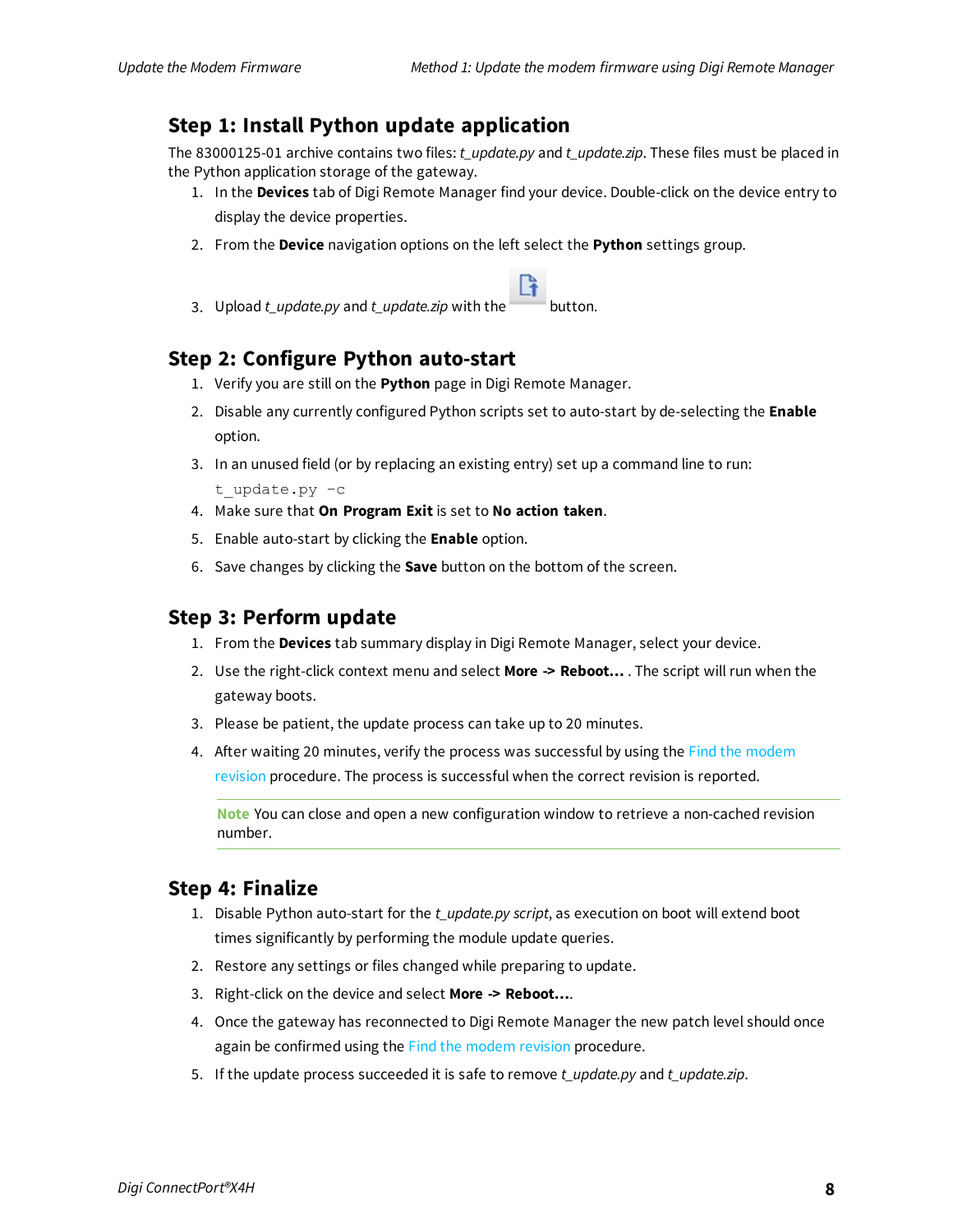## Step 1: Install Python update application

The 83000125-01 archive contains two files: *t_update.py* and *t_update.zip*. These files must be placed in the Python application storage of the gateway.

1. In the **Devices** tab of Digi Remote Manager find your device. Double-click on the device entry to display the device properties.
2. From the **Device** navigation options on the left select the **Python** settings group.
3. Upload *t_update.py* and *t_update.zip* with the button.

## Step 2: Configure Python auto-start

1. Verify you are still on the **Python** page in Digi Remote Manager.
2. Disable any currently configured Python scripts set to auto-start by de-selecting the **Enable** option.
3. In an unused field (or by replacing an existing entry) set up a command line to run:
   `t_update.py -c`
4. Make sure that **On Program Exit** is set to **No action taken**.
5. Enable auto-start by clicking the **Enable** option.
6. Save changes by clicking the **Save** button on the bottom of the screen.

## Step 3: Perform update

1. From the **Devices** tab summary display in Digi Remote Manager, select your device.
2. Use the right-click context menu and select **More -> Reboot...** . The script will run when the gateway boots.
3. Please be patient, the update process can take up to 20 minutes.
4. After waiting 20 minutes, verify the process was successful by using the Find the modem revision procedure. The process is successful when the correct revision is reported.

> **Note** You can close and open a new configuration window to retrieve a non-cached revision number.

## Step 4: Finalize

1. Disable Python auto-start for the *t_update.py script*, as execution on boot will extend boot times significantly by performing the module update queries.
2. Restore any settings or files changed while preparing to update.
3. Right-click on the device and select **More -> Reboot...**.
4. Once the gateway has reconnected to Digi Remote Manager the new patch level should once again be confirmed using the Find the modem revision procedure.
5. If the update process succeeded it is safe to remove *t_update.py* and *t_update.zip*.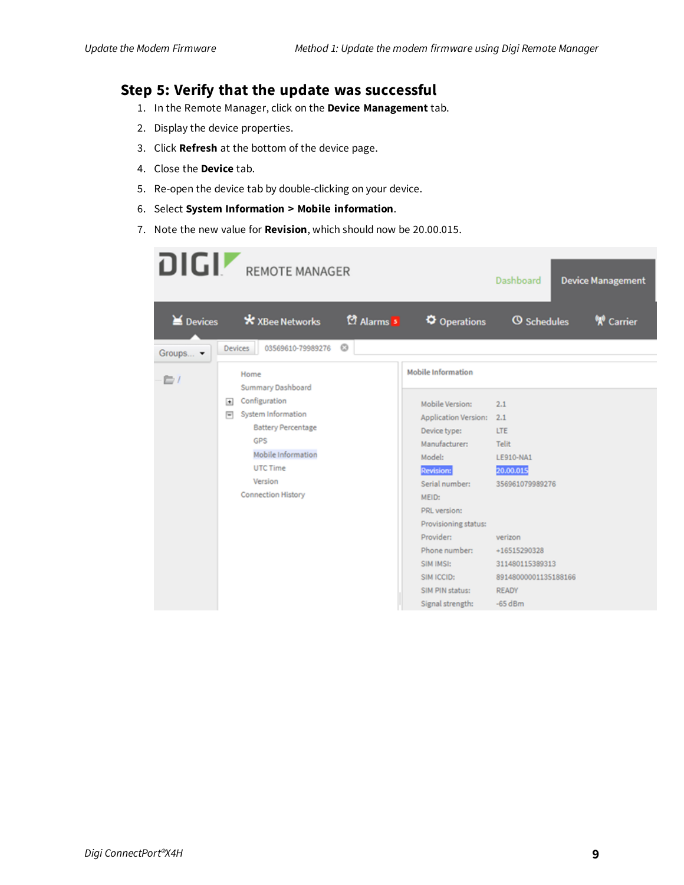## Step 5: Verify that the update was successful

1. In the Remote Manager, click on the **Device Management** tab.
2. Display the device properties.
3. Click **Refresh** at the bottom of the device page.
4. Close the **Device** tab.
5. Re-open the device tab by double-clicking on your device.
6. Select **System Information > Mobile information**.
7. Note the new value for **Revision**, which should now be 20.00.015.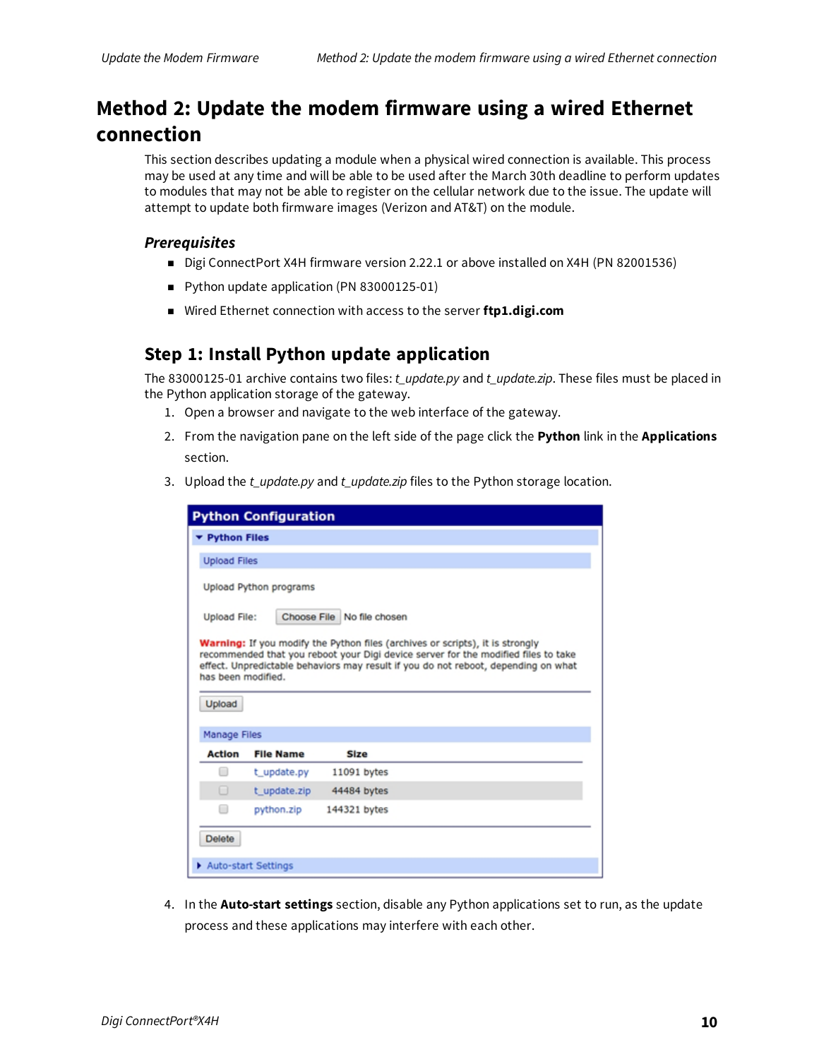## Method 2: Update the modem firmware using a wired Ethernet connection

This section describes updating a module when a physical wired connection is available. This process may be used at any time and will be able to be used after the March 30th deadline to perform updates to modules that may not be able to register on the cellular network due to the issue. The update will attempt to update both firmware images (Verizon and AT&T) on the module.

### *Prerequisites*

- Digi ConnectPort X4H firmware version 2.22.1 or above installed on X4H (PN 82001536)
- Python update application (PN 83000125-01)
- Wired Ethernet connection with access to the server **ftp1.digi.com**

### Step 1: Install Python update application

The 83000125-01 archive contains two files: *t_update.py* and *t_update.zip*. These files must be placed in the Python application storage of the gateway.

1. Open a browser and navigate to the web interface of the gateway.
2. From the navigation pane on the left side of the page click the **Python** link in the **Applications** section.
3. Upload the *t_update.py* and *t_update.zip* files to the Python storage location.

**Python Configuration**

▾ Python Files

Upload Files

Upload Python programs

Upload File: [Choose File] No file chosen

**Warning:** If you modify the Python files (archives or scripts), it is strongly recommended that you reboot your Digi device server for the modified files to take effect. Unpredictable behaviors may result if you do not reboot, depending on what has been modified.

[Upload]

Manage Files

| Action | File Name | Size |
|---|---|---|
| ☐ | t_update.py | 11091 bytes |
| ☐ | t_update.zip | 44484 bytes |
| ☐ | python.zip | 144321 bytes |

[Delete]

▸ Auto-start Settings

4. In the **Auto-start settings** section, disable any Python applications set to run, as the update process and these applications may interfere with each other.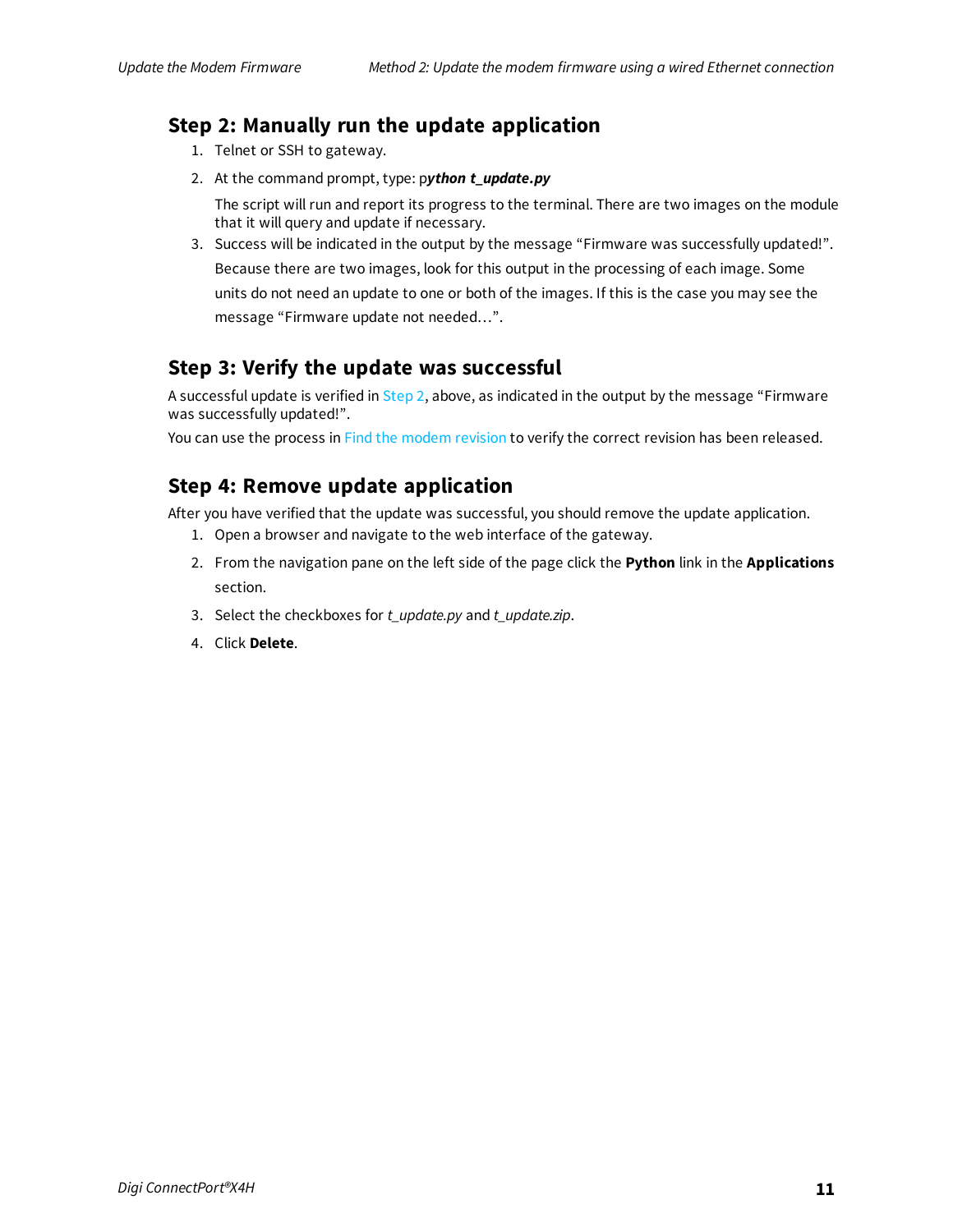## Step 2: Manually run the update application

1. Telnet or SSH to gateway.
2. At the command prompt, type: p***ython t_update.py***

   The script will run and report its progress to the terminal. There are two images on the module that it will query and update if necessary.
3. Success will be indicated in the output by the message "Firmware was successfully updated!". Because there are two images, look for this output in the processing of each image. Some units do not need an update to one or both of the images. If this is the case you may see the message "Firmware update not needed…".

## Step 3: Verify the update was successful

A successful update is verified in Step 2, above, as indicated in the output by the message "Firmware was successfully updated!".

You can use the process in Find the modem revision to verify the correct revision has been released.

## Step 4: Remove update application

After you have verified that the update was successful, you should remove the update application.

1. Open a browser and navigate to the web interface of the gateway.
2. From the navigation pane on the left side of the page click the **Python** link in the **Applications** section.
3. Select the checkboxes for *t_update.py* and *t_update.zip*.
4. Click **Delete**.